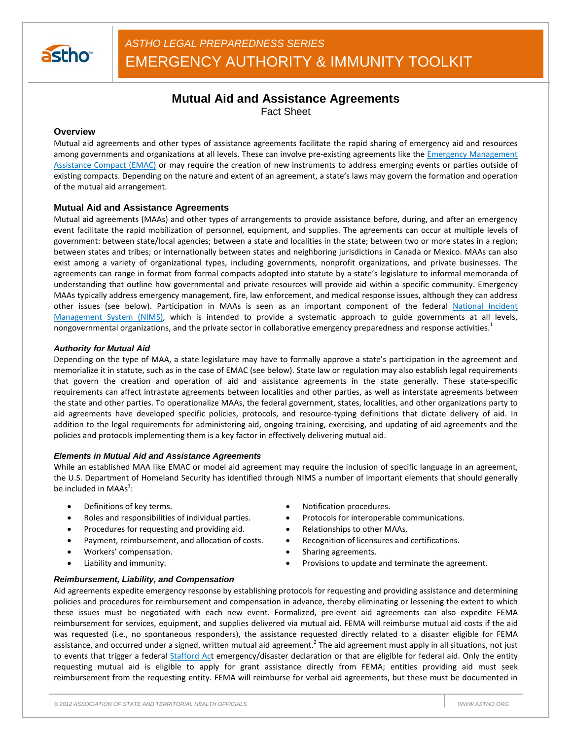*ASTHO LEGAL PREPAREDNESS SERIES*

EMERGENCY AUTHORITY & IMMUNITY TOOLKIT

# Mutual Aid and Assistance Agreements

Fact Sheet

## Overview

Mutual aid agreements and other types of assistance agreements facilitate the rapid sharing of emergency aid and resources among governments and organizations at all levels. These can involve pre-existing agreements like the Emergency Management Assistance Compact (EMAC) or may require the creation of new instruments to address emerging events or parties outside of existing compacts. Depending on the nature and extent of an agreement, a state's laws may govern the formation and operation of the mutual aid arrangement.

## Mutual Aid and Assistance Agreements

Mutual aid agreements (MAAs) and other types of arrangements to provide assistance before, during, and after an emergency event facilitate the rapid mobilization of personnel, equipment, and supplies. The agreements can occur at multiple levels of government: between state/local agencies; between a state and localities in the state; between two or more states in a region; between states and tribes; or internationally between states and neighboring jurisdictions in Canada or Mexico. MAAs can also exist among a variety of organizational types, including governments, nonprofit organizations, and private businesses. The agreements can range in format from formal compacts adopted into statute by a state's legislature to informal memoranda of understanding that outline how governmental and private resources will provide aid within a specific community. Emergency MAAs typically address emergency management, fire, law enforcement, and medical response issues, although they can address other issues (see below). Participation in MAAs is seen as an important component of the federal National Incident Management System (NIMS), which is intended to provide a systematic approach to guide governments at all levels, nongovernmental organizations, and the private sector in collaborative emergency preparedness and response activities.[1]

### *Authority for Mutual Aid*

Depending on the type of MAA, a state legislature may have to formally approve a state's participation in the agreement and memorialize it in statute, such as in the case of EMAC (see below). State law or regulation may also establish legal requirements that govern the creation and operation of aid and assistance agreements in the state generally. These state-specific requirements can affect intrastate agreements between localities and other parties, as well as interstate agreements between the state and other parties. To operationalize MAAs, the federal government, states, localities, and other organizations party to aid agreements have developed specific policies, protocols, and resource-typing definitions that dictate delivery of aid. In addition to the legal requirements for administering aid, ongoing training, exercising, and updating of aid agreements and the policies and protocols implementing them is a key factor in effectively delivering mutual aid.

### *Elements in Mutual Aid and Assistance Agreements*

While an established MAA like EMAC or model aid agreement may require the inclusion of specific language in an agreement, the U.S. Department of Homeland Security has identified through NIMS a number of important elements that should generally be included in MAAs[1]:

- Definitions of key terms.
- Roles and responsibilities of individual parties.
- Procedures for requesting and providing aid.
- Payment, reimbursement, and allocation of costs.
- Workers' compensation.
- Liability and immunity.
- Notification procedures.
- Protocols for interoperable communications.
- Relationships to other MAAs.
- Recognition of licensures and certifications.
- Sharing agreements.
- Provisions to update and terminate the agreement.

### *Reimbursement, Liability, and Compensation*

Aid agreements expedite emergency response by establishing protocols for requesting and providing assistance and determining policies and procedures for reimbursement and compensation in advance, thereby eliminating or lessening the extent to which these issues must be negotiated with each new event. Formalized, pre-event aid agreements can also expedite FEMA reimbursement for services, equipment, and supplies delivered via mutual aid. FEMA will reimburse mutual aid costs if the aid was requested (i.e., no spontaneous responders), the assistance requested directly related to a disaster eligible for FEMA assistance, and occurred under a signed, written mutual aid agreement.[2] The aid agreement must apply in all situations, not just to events that trigger a federal Stafford Act emergency/disaster declaration or that are eligible for federal aid. Only the entity requesting mutual aid is eligible to apply for grant assistance directly from FEMA; entities providing aid must seek reimbursement from the requesting entity. FEMA will reimburse for verbal aid agreements, but these must be documented in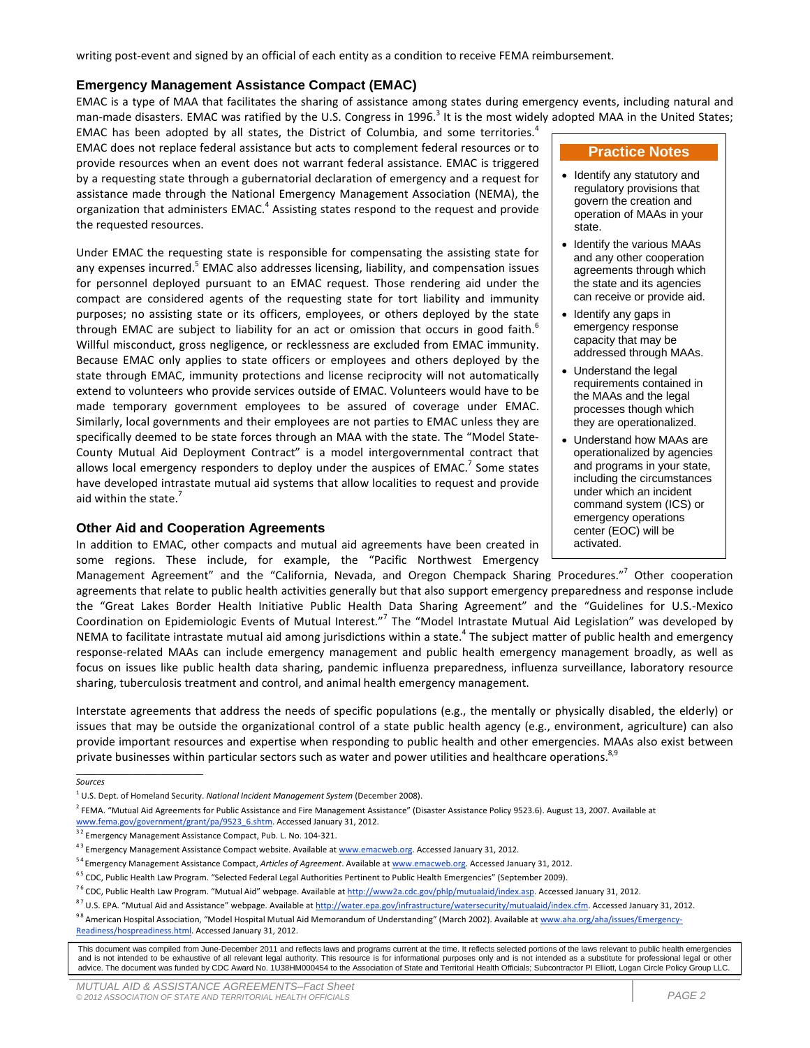writing post-event and signed by an official of each entity as a condition to receive FEMA reimbursement.

### Emergency Management Assistance Compact (EMAC)

EMAC is a type of MAA that facilitates the sharing of assistance among states during emergency events, including natural and man-made disasters. EMAC was ratified by the U.S. Congress in 1996.[3] It is the most widely adopted MAA in the United States; EMAC has been adopted by all states, the District of Columbia, and some territories.[4] EMAC does not replace federal assistance but acts to complement federal resources or to provide resources when an event does not warrant federal assistance. EMAC is triggered by a requesting state through a gubernatorial declaration of emergency and a request for assistance made through the National Emergency Management Association (NEMA), the organization that administers EMAC.[4] Assisting states respond to the request and provide the requested resources.

Under EMAC the requesting state is responsible for compensating the assisting state for any expenses incurred.[5] EMAC also addresses licensing, liability, and compensation issues for personnel deployed pursuant to an EMAC request. Those rendering aid under the compact are considered agents of the requesting state for tort liability and immunity purposes; no assisting state or its officers, employees, or others deployed by the state through EMAC are subject to liability for an act or omission that occurs in good faith.[6] Willful misconduct, gross negligence, or recklessness are excluded from EMAC immunity. Because EMAC only applies to state officers or employees and others deployed by the state through EMAC, immunity protections and license reciprocity will not automatically extend to volunteers who provide services outside of EMAC. Volunteers would have to be made temporary government employees to be assured of coverage under EMAC. Similarly, local governments and their employees are not parties to EMAC unless they are specifically deemed to be state forces through an MAA with the state. The "Model State-County Mutual Aid Deployment Contract" is a model intergovernmental contract that allows local emergency responders to deploy under the auspices of EMAC.[7] Some states have developed intrastate mutual aid systems that allow localities to request and provide aid within the state.[7]

### Practice Notes

- Identify any statutory and regulatory provisions that govern the creation and operation of MAAs in your state.
- Identify the various MAAs and any other cooperation agreements through which the state and its agencies can receive or provide aid.
- Identify any gaps in emergency response capacity that may be addressed through MAAs.
- Understand the legal requirements contained in the MAAs and the legal processes though which they are operationalized.
- Understand how MAAs are operationalized by agencies and programs in your state, including the circumstances under which an incident command system (ICS) or emergency operations center (EOC) will be activated.

### Other Aid and Cooperation Agreements

In addition to EMAC, other compacts and mutual aid agreements have been created in some regions. These include, for example, the "Pacific Northwest Emergency Management Agreement" and the "California, Nevada, and Oregon Chempack Sharing Procedures."[7] Other cooperation agreements that relate to public health activities generally but that also support emergency preparedness and response include the "Great Lakes Border Health Initiative Public Health Data Sharing Agreement" and the "Guidelines for U.S.-Mexico Coordination on Epidemiologic Events of Mutual Interest."[7] The "Model Intrastate Mutual Aid Legislation" was developed by NEMA to facilitate intrastate mutual aid among jurisdictions within a state.[4] The subject matter of public health and emergency response-related MAAs can include emergency management and public health emergency management broadly, as well as focus on issues like public health data sharing, pandemic influenza preparedness, influenza surveillance, laboratory resource sharing, tuberculosis treatment and control, and animal health emergency management.

Interstate agreements that address the needs of specific populations (e.g., the mentally or physically disabled, the elderly) or issues that may be outside the organizational control of a state public health agency (e.g., environment, agriculture) can also provide important resources and expertise when responding to public health and other emergencies. MAAs also exist between private businesses within particular sectors such as water and power utilities and healthcare operations.[8,9]

---

*Sources*

[1] U.S. Dept. of Homeland Security. *National Incident Management System* (December 2008).

[2] FEMA. "Mutual Aid Agreements for Public Assistance and Fire Management Assistance" (Disaster Assistance Policy 9523.6). August 13, 2007. Available at www.fema.gov/government/grant/pa/9523_6.shtm. Accessed January 31, 2012.

[3] Emergency Management Assistance Compact, Pub. L. No. 104-321.

[4] Emergency Management Assistance Compact website. Available at www.emacweb.org. Accessed January 31, 2012.

[5] Emergency Management Assistance Compact, *Articles of Agreement*. Available at www.emacweb.org. Accessed January 31, 2012.

[6] CDC, Public Health Law Program. "Selected Federal Legal Authorities Pertinent to Public Health Emergencies" (September 2009).

[7] CDC, Public Health Law Program. "Mutual Aid" webpage. Available at http://www2a.cdc.gov/phlp/mutualaid/index.asp. Accessed January 31, 2012.

[8] U.S. EPA. "Mutual Aid and Assistance" webpage. Available at http://water.epa.gov/infrastructure/watersecurity/mutualaid/index.cfm. Accessed January 31, 2012.

[9] American Hospital Association, "Model Hospital Mutual Aid Memorandum of Understanding" (March 2002). Available at www.aha.org/aha/issues/Emergency-Readiness/hospreadiness.html. Accessed January 31, 2012.

This document was compiled from June-December 2011 and reflects laws and programs current at the time. It reflects selected portions of the laws relevant to public health emergencies and is not intended to be exhaustive of all relevant legal authority. This resource is for informational purposes only and is not intended as a substitute for professional legal or other advice. The document was funded by CDC Award No. 1U38HM000454 to the Association of State and Territorial Health Officials; Subcontractor PI Elliott, Logan Circle Policy Group LLC.